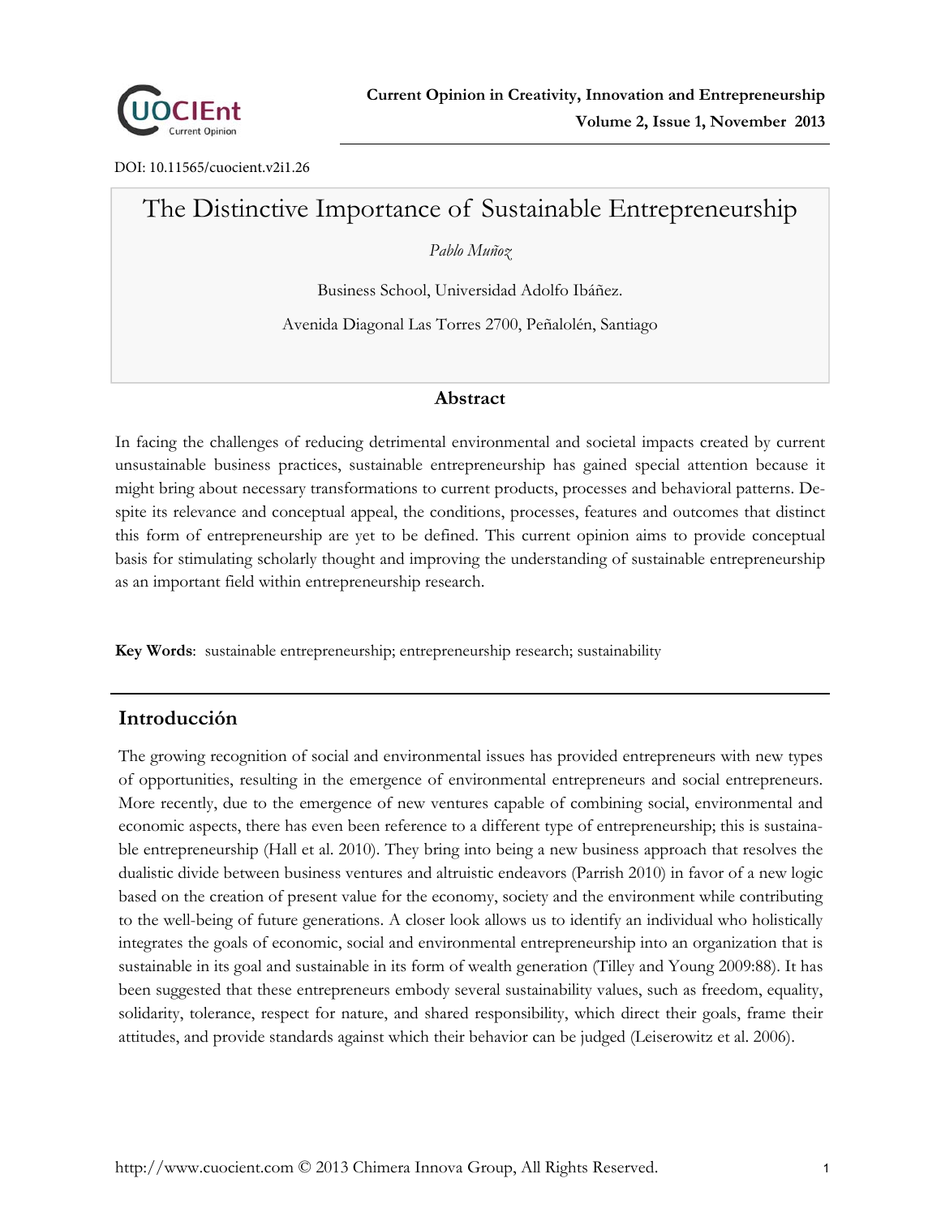DOI: 10.11565/cuocient.v2i1.26

# The Distinctive Importance of Sustainable Entrepreneurship

*Pablo Muñoz*

Business School, Universidad Adolfo Ibáñez.

Avenida Diagonal Las Torres 2700, Peñalolén, Santiago

## Abstract

In facing the challenges of reducing detrimental environmental and societal impacts created by current unsustainable business practices, sustainable entrepreneurship has gained special attention because it might bring about necessary transformations to current products, processes and behavioral patterns. Despite its relevance and conceptual appeal, the conditions, processes, features and outcomes that distinct this form of entrepreneurship are yet to be defined. This current opinion aims to provide conceptual basis for stimulating scholarly thought and improving the understanding of sustainable entrepreneurship as an important field within entrepreneurship research.

**Key Words**: sustainable entrepreneurship; entrepreneurship research; sustainability

## Introducción

The growing recognition of social and environmental issues has provided entrepreneurs with new types of opportunities, resulting in the emergence of environmental entrepreneurs and social entrepreneurs. More recently, due to the emergence of new ventures capable of combining social, environmental and economic aspects, there has even been reference to a different type of entrepreneurship; this is sustainable entrepreneurship (Hall et al. 2010). They bring into being a new business approach that resolves the dualistic divide between business ventures and altruistic endeavors (Parrish 2010) in favor of a new logic based on the creation of present value for the economy, society and the environment while contributing to the well-being of future generations. A closer look allows us to identify an individual who holistically integrates the goals of economic, social and environmental entrepreneurship into an organization that is sustainable in its goal and sustainable in its form of wealth generation (Tilley and Young 2009:88). It has been suggested that these entrepreneurs embody several sustainability values, such as freedom, equality, solidarity, tolerance, respect for nature, and shared responsibility, which direct their goals, frame their attitudes, and provide standards against which their behavior can be judged (Leiserowitz et al. 2006).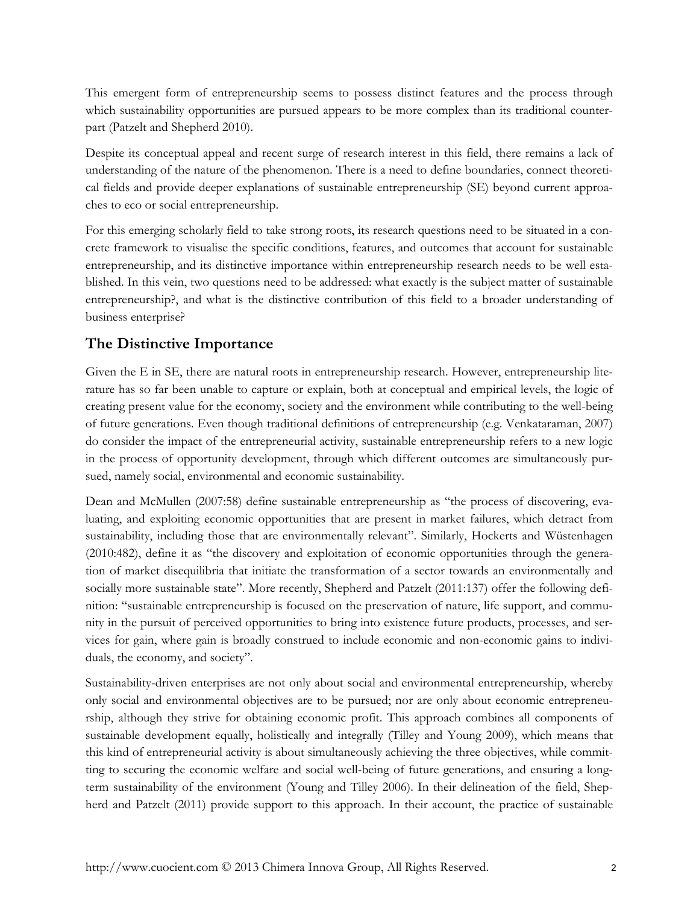This emergent form of entrepreneurship seems to possess distinct features and the process through which sustainability opportunities are pursued appears to be more complex than its traditional counterpart (Patzelt and Shepherd 2010).

Despite its conceptual appeal and recent surge of research interest in this field, there remains a lack of understanding of the nature of the phenomenon. There is a need to define boundaries, connect theoretical fields and provide deeper explanations of sustainable entrepreneurship (SE) beyond current approaches to eco or social entrepreneurship.

For this emerging scholarly field to take strong roots, its research questions need to be situated in a concrete framework to visualise the specific conditions, features, and outcomes that account for sustainable entrepreneurship, and its distinctive importance within entrepreneurship research needs to be well established. In this vein, two questions need to be addressed: what exactly is the subject matter of sustainable entrepreneurship?, and what is the distinctive contribution of this field to a broader understanding of business enterprise?

## The Distinctive Importance

Given the E in SE, there are natural roots in entrepreneurship research. However, entrepreneurship literature has so far been unable to capture or explain, both at conceptual and empirical levels, the logic of creating present value for the economy, society and the environment while contributing to the well-being of future generations. Even though traditional definitions of entrepreneurship (e.g. Venkataraman, 2007) do consider the impact of the entrepreneurial activity, sustainable entrepreneurship refers to a new logic in the process of opportunity development, through which different outcomes are simultaneously pursued, namely social, environmental and economic sustainability.

Dean and McMullen (2007:58) define sustainable entrepreneurship as "the process of discovering, evaluating, and exploiting economic opportunities that are present in market failures, which detract from sustainability, including those that are environmentally relevant". Similarly, Hockerts and Wüstenhagen (2010:482), define it as "the discovery and exploitation of economic opportunities through the generation of market disequilibria that initiate the transformation of a sector towards an environmentally and socially more sustainable state". More recently, Shepherd and Patzelt (2011:137) offer the following definition: "sustainable entrepreneurship is focused on the preservation of nature, life support, and community in the pursuit of perceived opportunities to bring into existence future products, processes, and services for gain, where gain is broadly construed to include economic and non-economic gains to individuals, the economy, and society".

Sustainability-driven enterprises are not only about social and environmental entrepreneurship, whereby only social and environmental objectives are to be pursued; nor are only about economic entrepreneurship, although they strive for obtaining economic profit. This approach combines all components of sustainable development equally, holistically and integrally (Tilley and Young 2009), which means that this kind of entrepreneurial activity is about simultaneously achieving the three objectives, while committing to securing the economic welfare and social well-being of future generations, and ensuring a long-term sustainability of the environment (Young and Tilley 2006). In their delineation of the field, Shepherd and Patzelt (2011) provide support to this approach. In their account, the practice of sustainable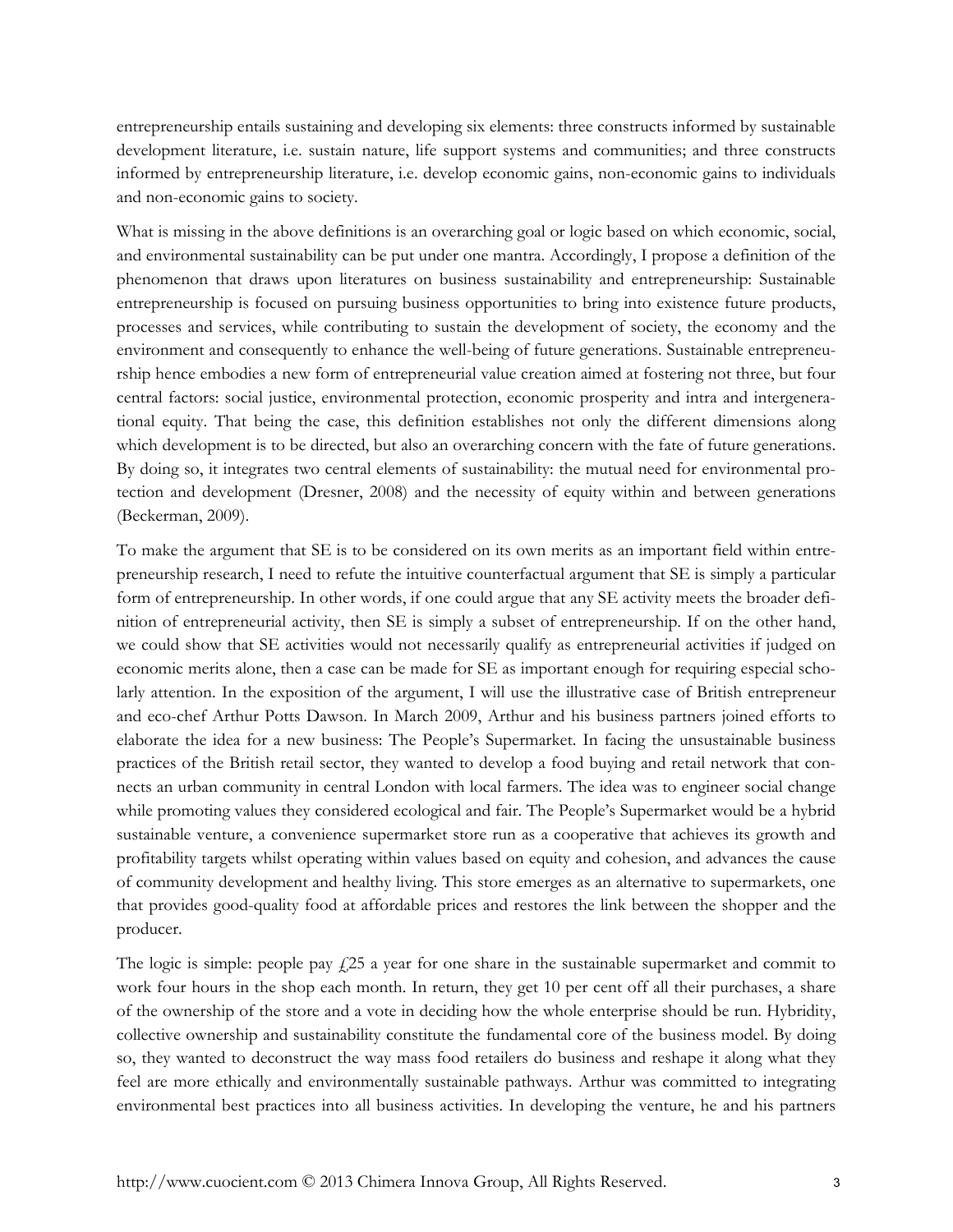entrepreneurship entails sustaining and developing six elements: three constructs informed by sustainable development literature, i.e. sustain nature, life support systems and communities; and three constructs informed by entrepreneurship literature, i.e. develop economic gains, non-economic gains to individuals and non-economic gains to society.

What is missing in the above definitions is an overarching goal or logic based on which economic, social, and environmental sustainability can be put under one mantra. Accordingly, I propose a definition of the phenomenon that draws upon literatures on business sustainability and entrepreneurship: Sustainable entrepreneurship is focused on pursuing business opportunities to bring into existence future products, processes and services, while contributing to sustain the development of society, the economy and the environment and consequently to enhance the well-being of future generations. Sustainable entrepreneurship hence embodies a new form of entrepreneurial value creation aimed at fostering not three, but four central factors: social justice, environmental protection, economic prosperity and intra and intergenerational equity. That being the case, this definition establishes not only the different dimensions along which development is to be directed, but also an overarching concern with the fate of future generations. By doing so, it integrates two central elements of sustainability: the mutual need for environmental protection and development (Dresner, 2008) and the necessity of equity within and between generations (Beckerman, 2009).

To make the argument that SE is to be considered on its own merits as an important field within entrepreneurship research, I need to refute the intuitive counterfactual argument that SE is simply a particular form of entrepreneurship. In other words, if one could argue that any SE activity meets the broader definition of entrepreneurial activity, then SE is simply a subset of entrepreneurship. If on the other hand, we could show that SE activities would not necessarily qualify as entrepreneurial activities if judged on economic merits alone, then a case can be made for SE as important enough for requiring especial scholarly attention. In the exposition of the argument, I will use the illustrative case of British entrepreneur and eco-chef Arthur Potts Dawson. In March 2009, Arthur and his business partners joined efforts to elaborate the idea for a new business: The People's Supermarket. In facing the unsustainable business practices of the British retail sector, they wanted to develop a food buying and retail network that connects an urban community in central London with local farmers. The idea was to engineer social change while promoting values they considered ecological and fair. The People's Supermarket would be a hybrid sustainable venture, a convenience supermarket store run as a cooperative that achieves its growth and profitability targets whilst operating within values based on equity and cohesion, and advances the cause of community development and healthy living. This store emerges as an alternative to supermarkets, one that provides good-quality food at affordable prices and restores the link between the shopper and the producer.

The logic is simple: people pay £25 a year for one share in the sustainable supermarket and commit to work four hours in the shop each month. In return, they get 10 per cent off all their purchases, a share of the ownership of the store and a vote in deciding how the whole enterprise should be run. Hybridity, collective ownership and sustainability constitute the fundamental core of the business model. By doing so, they wanted to deconstruct the way mass food retailers do business and reshape it along what they feel are more ethically and environmentally sustainable pathways. Arthur was committed to integrating environmental best practices into all business activities. In developing the venture, he and his partners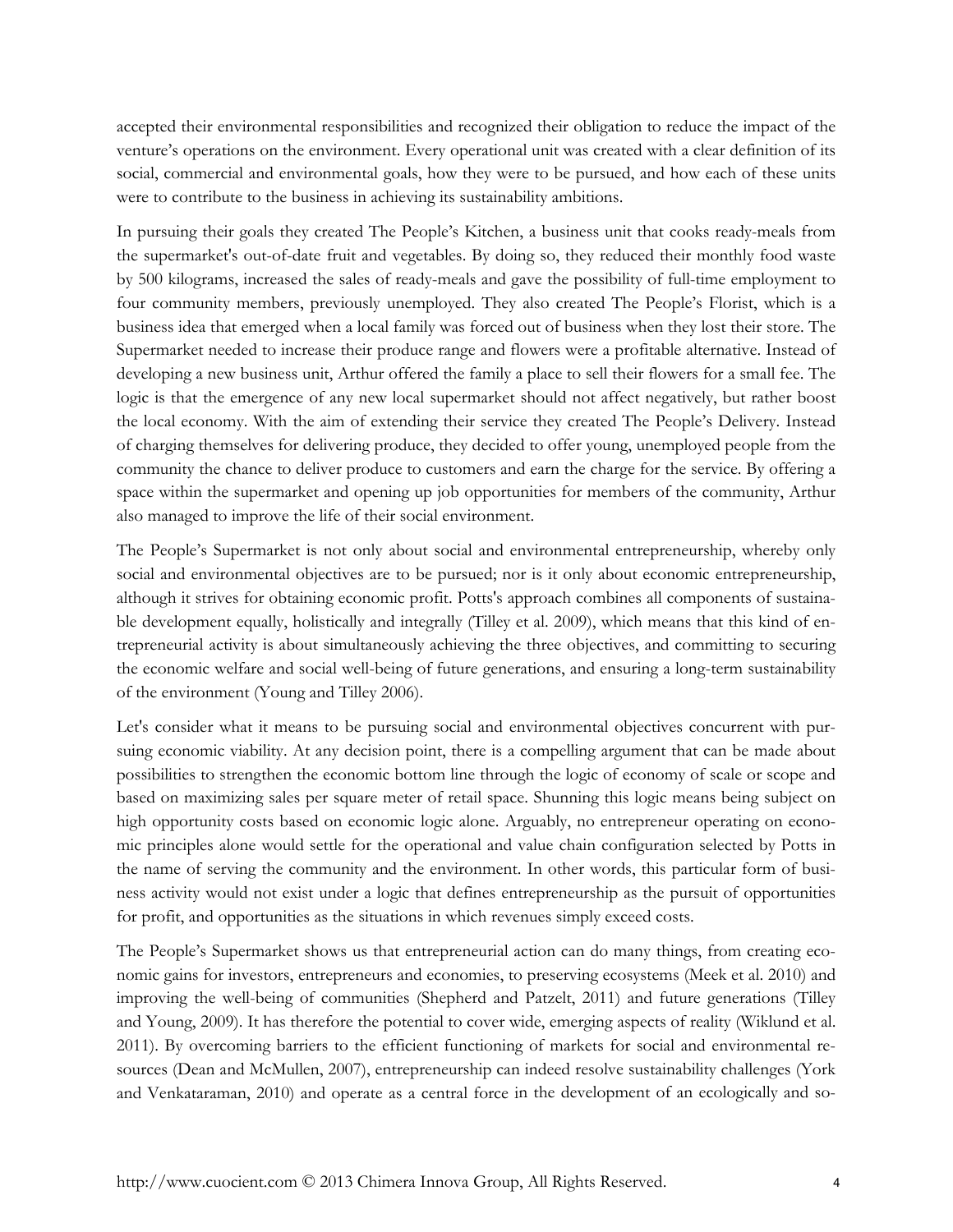accepted their environmental responsibilities and recognized their obligation to reduce the impact of the venture's operations on the environment. Every operational unit was created with a clear definition of its social, commercial and environmental goals, how they were to be pursued, and how each of these units were to contribute to the business in achieving its sustainability ambitions.

In pursuing their goals they created The People's Kitchen, a business unit that cooks ready-meals from the supermarket's out-of-date fruit and vegetables. By doing so, they reduced their monthly food waste by 500 kilograms, increased the sales of ready-meals and gave the possibility of full-time employment to four community members, previously unemployed. They also created The People's Florist, which is a business idea that emerged when a local family was forced out of business when they lost their store. The Supermarket needed to increase their produce range and flowers were a profitable alternative. Instead of developing a new business unit, Arthur offered the family a place to sell their flowers for a small fee. The logic is that the emergence of any new local supermarket should not affect negatively, but rather boost the local economy. With the aim of extending their service they created The People's Delivery. Instead of charging themselves for delivering produce, they decided to offer young, unemployed people from the community the chance to deliver produce to customers and earn the charge for the service. By offering a space within the supermarket and opening up job opportunities for members of the community, Arthur also managed to improve the life of their social environment.

The People's Supermarket is not only about social and environmental entrepreneurship, whereby only social and environmental objectives are to be pursued; nor is it only about economic entrepreneurship, although it strives for obtaining economic profit. Potts's approach combines all components of sustainable development equally, holistically and integrally (Tilley et al. 2009), which means that this kind of entrepreneurial activity is about simultaneously achieving the three objectives, and committing to securing the economic welfare and social well-being of future generations, and ensuring a long-term sustainability of the environment (Young and Tilley 2006).

Let's consider what it means to be pursuing social and environmental objectives concurrent with pursuing economic viability. At any decision point, there is a compelling argument that can be made about possibilities to strengthen the economic bottom line through the logic of economy of scale or scope and based on maximizing sales per square meter of retail space. Shunning this logic means being subject on high opportunity costs based on economic logic alone. Arguably, no entrepreneur operating on economic principles alone would settle for the operational and value chain configuration selected by Potts in the name of serving the community and the environment. In other words, this particular form of business activity would not exist under a logic that defines entrepreneurship as the pursuit of opportunities for profit, and opportunities as the situations in which revenues simply exceed costs.

The People's Supermarket shows us that entrepreneurial action can do many things, from creating economic gains for investors, entrepreneurs and economies, to preserving ecosystems (Meek et al. 2010) and improving the well-being of communities (Shepherd and Patzelt, 2011) and future generations (Tilley and Young, 2009). It has therefore the potential to cover wide, emerging aspects of reality (Wiklund et al. 2011). By overcoming barriers to the efficient functioning of markets for social and environmental resources (Dean and McMullen, 2007), entrepreneurship can indeed resolve sustainability challenges (York and Venkataraman, 2010) and operate as a central force in the development of an ecologically and so-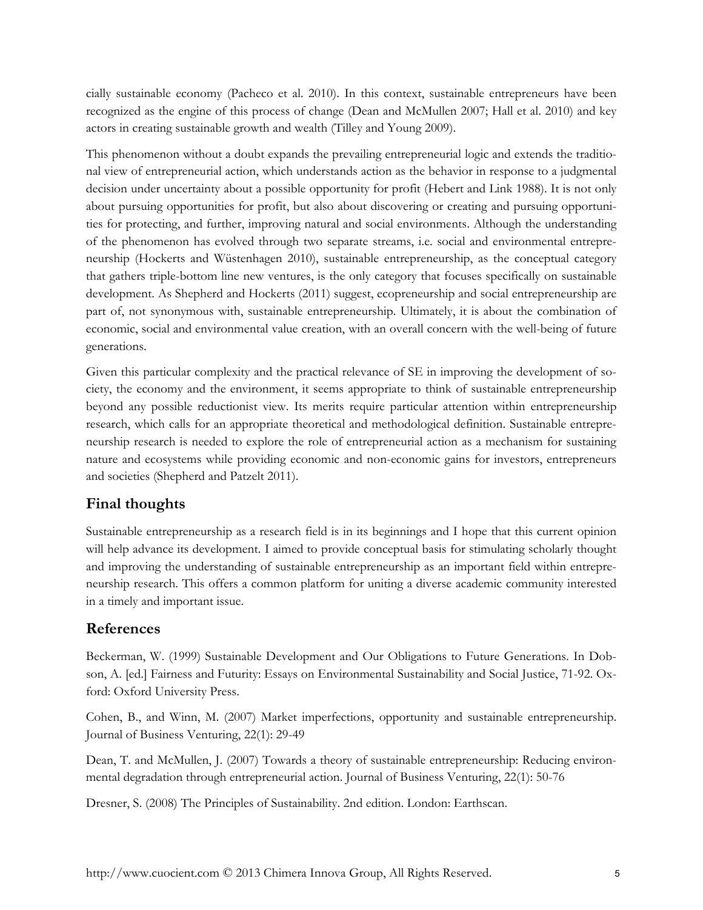cially sustainable economy (Pacheco et al. 2010). In this context, sustainable entrepreneurs have been recognized as the engine of this process of change (Dean and McMullen 2007; Hall et al. 2010) and key actors in creating sustainable growth and wealth (Tilley and Young 2009).

This phenomenon without a doubt expands the prevailing entrepreneurial logic and extends the traditional view of entrepreneurial action, which understands action as the behavior in response to a judgmental decision under uncertainty about a possible opportunity for profit (Hebert and Link 1988). It is not only about pursuing opportunities for profit, but also about discovering or creating and pursuing opportunities for protecting, and further, improving natural and social environments. Although the understanding of the phenomenon has evolved through two separate streams, i.e. social and environmental entrepreneurship (Hockerts and Wüstenhagen 2010), sustainable entrepreneurship, as the conceptual category that gathers triple-bottom line new ventures, is the only category that focuses specifically on sustainable development. As Shepherd and Hockerts (2011) suggest, ecopreneurship and social entrepreneurship are part of, not synonymous with, sustainable entrepreneurship. Ultimately, it is about the combination of economic, social and environmental value creation, with an overall concern with the well-being of future generations.

Given this particular complexity and the practical relevance of SE in improving the development of society, the economy and the environment, it seems appropriate to think of sustainable entrepreneurship beyond any possible reductionist view. Its merits require particular attention within entrepreneurship research, which calls for an appropriate theoretical and methodological definition. Sustainable entrepreneurship research is needed to explore the role of entrepreneurial action as a mechanism for sustaining nature and ecosystems while providing economic and non-economic gains for investors, entrepreneurs and societies (Shepherd and Patzelt 2011).

## Final thoughts

Sustainable entrepreneurship as a research field is in its beginnings and I hope that this current opinion will help advance its development. I aimed to provide conceptual basis for stimulating scholarly thought and improving the understanding of sustainable entrepreneurship as an important field within entrepreneurship research. This offers a common platform for uniting a diverse academic community interested in a timely and important issue.

## References

Beckerman, W. (1999) Sustainable Development and Our Obligations to Future Generations. In Dobson, A. [ed.] Fairness and Futurity: Essays on Environmental Sustainability and Social Justice, 71-92. Oxford: Oxford University Press.

Cohen, B., and Winn, M. (2007) Market imperfections, opportunity and sustainable entrepreneurship. Journal of Business Venturing, 22(1): 29-49

Dean, T. and McMullen, J. (2007) Towards a theory of sustainable entrepreneurship: Reducing environmental degradation through entrepreneurial action. Journal of Business Venturing, 22(1): 50-76

Dresner, S. (2008) The Principles of Sustainability. 2nd edition. London: Earthscan.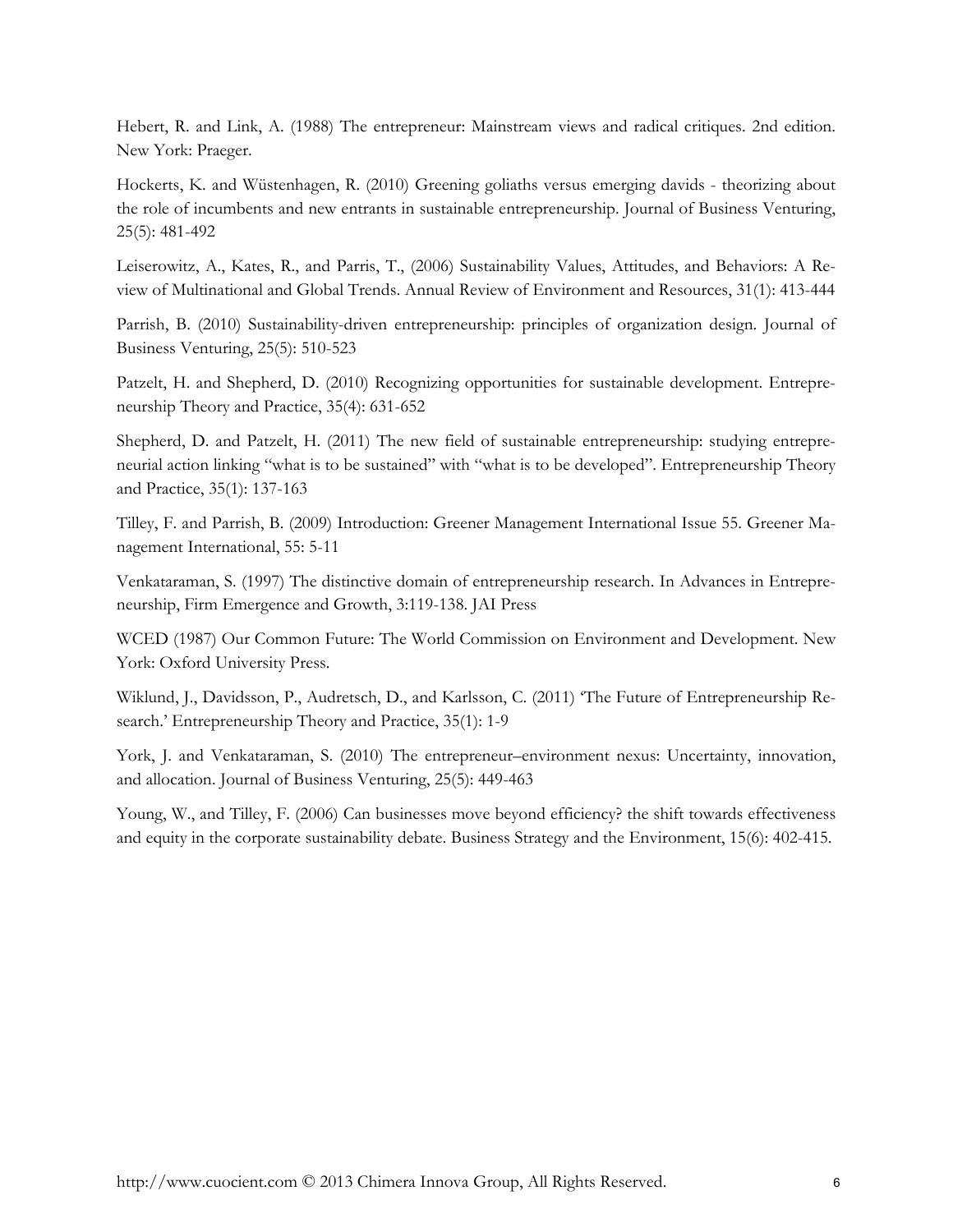Hebert, R. and Link, A. (1988) The entrepreneur: Mainstream views and radical critiques. 2nd edition. New York: Praeger.

Hockerts, K. and Wüstenhagen, R. (2010) Greening goliaths versus emerging davids - theorizing about the role of incumbents and new entrants in sustainable entrepreneurship. Journal of Business Venturing, 25(5): 481-492

Leiserowitz, A., Kates, R., and Parris, T., (2006) Sustainability Values, Attitudes, and Behaviors: A Review of Multinational and Global Trends. Annual Review of Environment and Resources, 31(1): 413-444

Parrish, B. (2010) Sustainability-driven entrepreneurship: principles of organization design. Journal of Business Venturing, 25(5): 510-523

Patzelt, H. and Shepherd, D. (2010) Recognizing opportunities for sustainable development. Entrepreneurship Theory and Practice, 35(4): 631-652

Shepherd, D. and Patzelt, H. (2011) The new field of sustainable entrepreneurship: studying entrepreneurial action linking "what is to be sustained" with "what is to be developed". Entrepreneurship Theory and Practice, 35(1): 137-163

Tilley, F. and Parrish, B. (2009) Introduction: Greener Management International Issue 55. Greener Management International, 55: 5-11

Venkataraman, S. (1997) The distinctive domain of entrepreneurship research. In Advances in Entrepreneurship, Firm Emergence and Growth, 3:119-138. JAI Press

WCED (1987) Our Common Future: The World Commission on Environment and Development. New York: Oxford University Press.

Wiklund, J., Davidsson, P., Audretsch, D., and Karlsson, C. (2011) 'The Future of Entrepreneurship Research.' Entrepreneurship Theory and Practice, 35(1): 1-9

York, J. and Venkataraman, S. (2010) The entrepreneur–environment nexus: Uncertainty, innovation, and allocation. Journal of Business Venturing, 25(5): 449-463

Young, W., and Tilley, F. (2006) Can businesses move beyond efficiency? the shift towards effectiveness and equity in the corporate sustainability debate. Business Strategy and the Environment, 15(6): 402-415.

http://www.cuocient.com © 2013 Chimera Innova Group, All Rights Reserved.